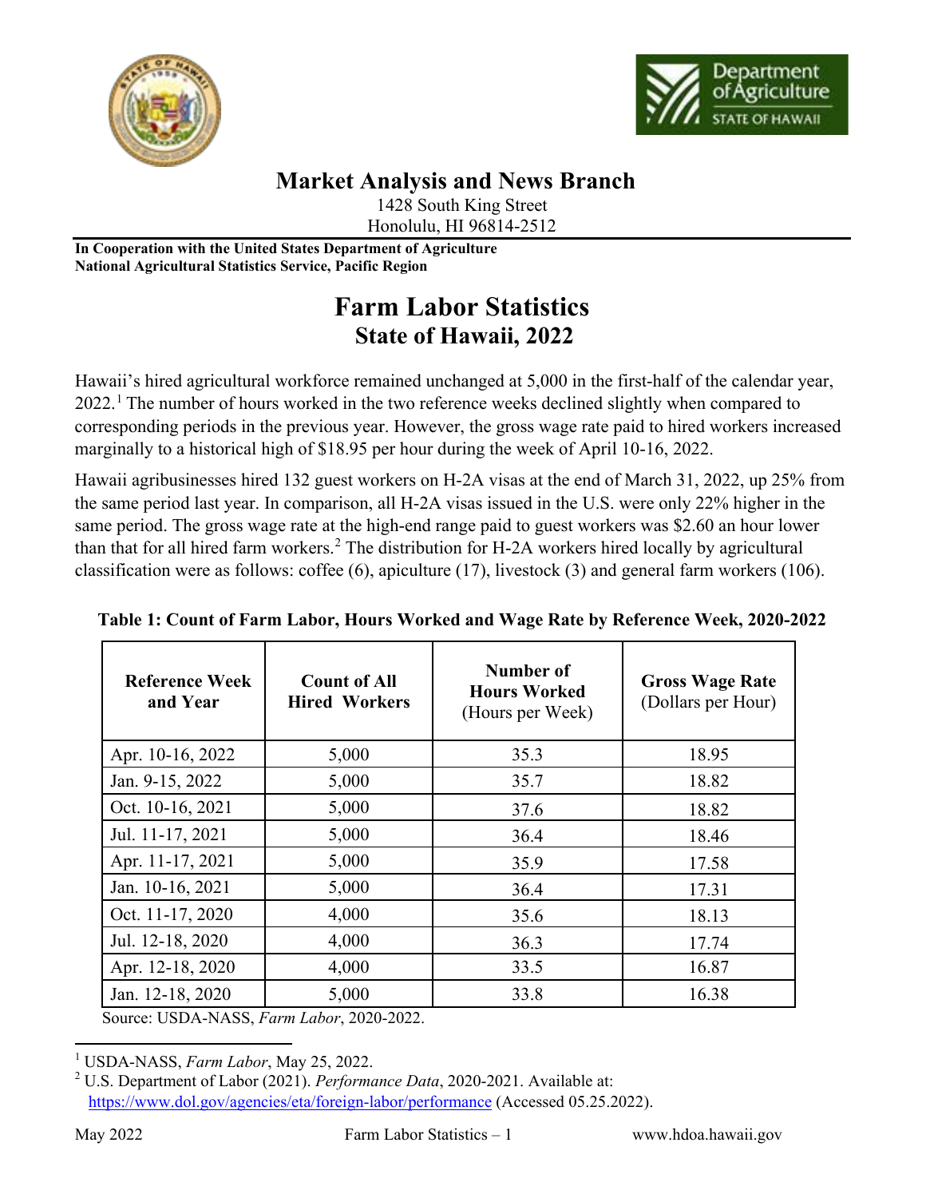# Market Analysis and News Branch

1428 South King Street
Honolulu, HI 96814-2512

**In Cooperation with the United States Department of Agriculture**
**National Agricultural Statistics Service, Pacific Region**

# Farm Labor Statistics
## State of Hawaii, 2022

Hawaii's hired agricultural workforce remained unchanged at 5,000 in the first-half of the calendar year, 2022.[1] The number of hours worked in the two reference weeks declined slightly when compared to corresponding periods in the previous year. However, the gross wage rate paid to hired workers increased marginally to a historical high of $18.95 per hour during the week of April 10-16, 2022.

Hawaii agribusinesses hired 132 guest workers on H-2A visas at the end of March 31, 2022, up 25% from the same period last year. In comparison, all H-2A visas issued in the U.S. were only 22% higher in the same period. The gross wage rate at the high-end range paid to guest workers was $2.60 an hour lower than that for all hired farm workers.[2] The distribution for H-2A workers hired locally by agricultural classification were as follows: coffee (6), apiculture (17), livestock (3) and general farm workers (106).

**Table 1: Count of Farm Labor, Hours Worked and Wage Rate by Reference Week, 2020-2022**

| Reference Week and Year | Count of All Hired Workers | Number of Hours Worked (Hours per Week) | Gross Wage Rate (Dollars per Hour) |
|---|---|---|---|
| Apr. 10-16, 2022 | 5,000 | 35.3 | 18.95 |
| Jan. 9-15, 2022 | 5,000 | 35.7 | 18.82 |
| Oct. 10-16, 2021 | 5,000 | 37.6 | 18.82 |
| Jul. 11-17, 2021 | 5,000 | 36.4 | 18.46 |
| Apr. 11-17, 2021 | 5,000 | 35.9 | 17.58 |
| Jan. 10-16, 2021 | 5,000 | 36.4 | 17.31 |
| Oct. 11-17, 2020 | 4,000 | 35.6 | 18.13 |
| Jul. 12-18, 2020 | 4,000 | 36.3 | 17.74 |
| Apr. 12-18, 2020 | 4,000 | 33.5 | 16.87 |
| Jan. 12-18, 2020 | 5,000 | 33.8 | 16.38 |

Source: USDA-NASS, *Farm Labor*, 2020-2022.

[1] USDA-NASS, *Farm Labor*, May 25, 2022.
[2] U.S. Department of Labor (2021). *Performance Data*, 2020-2021. Available at: https://www.dol.gov/agencies/eta/foreign-labor/performance (Accessed 05.25.2022).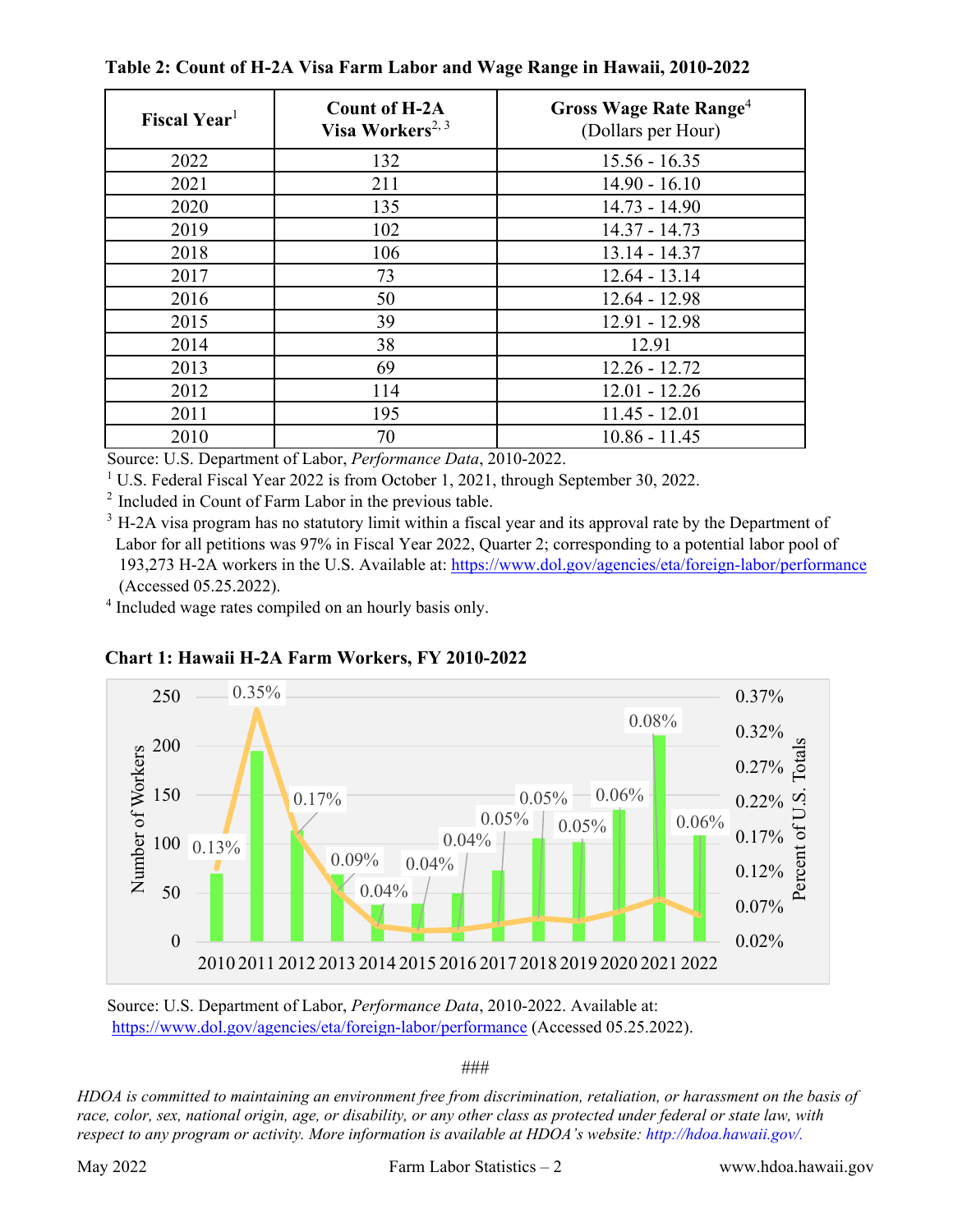**Table 2: Count of H-2A Visa Farm Labor and Wage Range in Hawaii, 2010-2022**

| Fiscal Year[1] | Count of H-2A Visa Workers[2, 3] | Gross Wage Rate Range[4] (Dollars per Hour) |
|---|---|---|
| 2022 | 132 | 15.56 - 16.35 |
| 2021 | 211 | 14.90 - 16.10 |
| 2020 | 135 | 14.73 - 14.90 |
| 2019 | 102 | 14.37 - 14.73 |
| 2018 | 106 | 13.14 - 14.37 |
| 2017 | 73 | 12.64 - 13.14 |
| 2016 | 50 | 12.64 - 12.98 |
| 2015 | 39 | 12.91 - 12.98 |
| 2014 | 38 | 12.91 |
| 2013 | 69 | 12.26 - 12.72 |
| 2012 | 114 | 12.01 - 12.26 |
| 2011 | 195 | 11.45 - 12.01 |
| 2010 | 70 | 10.86 - 11.45 |

Source: U.S. Department of Labor, *Performance Data*, 2010-2022.

[1] U.S. Federal Fiscal Year 2022 is from October 1, 2021, through September 30, 2022.

[2] Included in Count of Farm Labor in the previous table.

[3] H-2A visa program has no statutory limit within a fiscal year and its approval rate by the Department of Labor for all petitions was 97% in Fiscal Year 2022, Quarter 2; corresponding to a potential labor pool of 193,273 H-2A workers in the U.S. Available at: https://www.dol.gov/agencies/eta/foreign-labor/performance (Accessed 05.25.2022).

[4] Included wage rates compiled on an hourly basis only.

**Chart 1: Hawaii H-2A Farm Workers, FY 2010-2022**

Number of Workers: 0, 50, 100, 150, 200, 250

Percent of U.S. Totals: 0.02%, 0.07%, 0.12%, 0.17%, 0.22%, 0.27%, 0.32%, 0.37%

2010 2011 2012 2013 2014 2015 2016 2017 2018 2019 2020 2021 2022

0.13% 0.35% 0.17% 0.09% 0.04% 0.04% 0.04% 0.05% 0.05% 0.05% 0.06% 0.08% 0.06%

Source: U.S. Department of Labor, *Performance Data*, 2010-2022. Available at: https://www.dol.gov/agencies/eta/foreign-labor/performance (Accessed 05.25.2022).

###

*HDOA is committed to maintaining an environment free from discrimination, retaliation, or harassment on the basis of race, color, sex, national origin, age, or disability, or any other class as protected under federal or state law, with respect to any program or activity. More information is available at HDOA's website: http://hdoa.hawaii.gov/.*